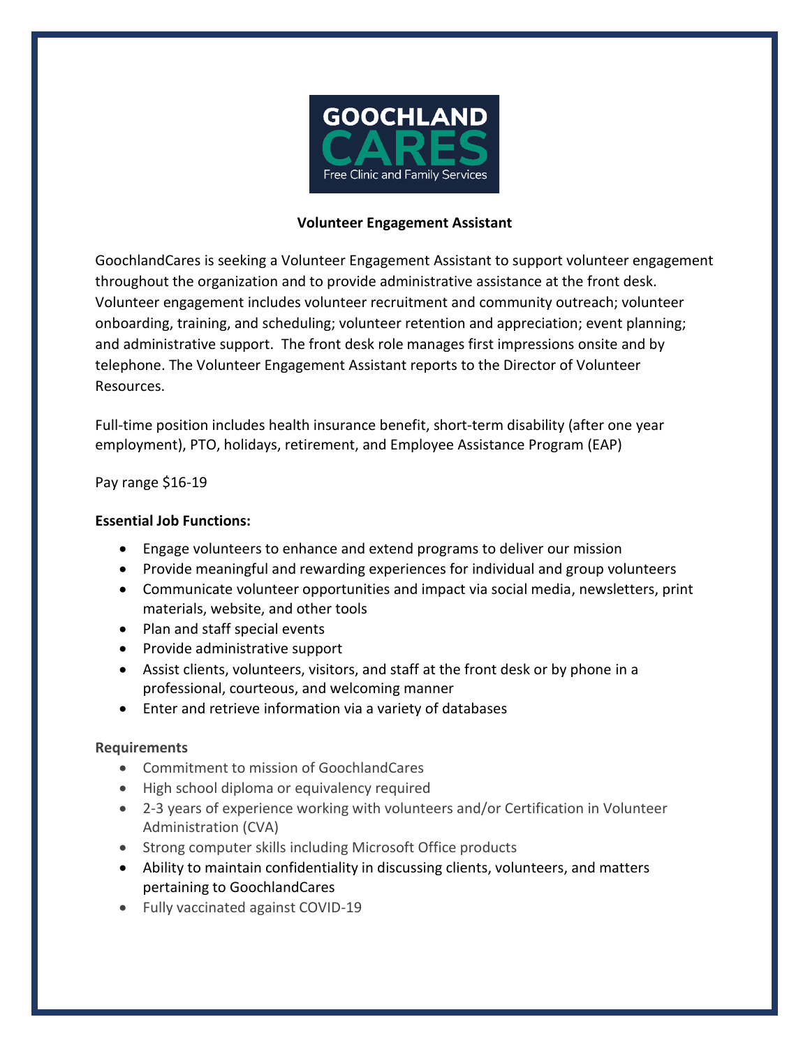GOOCHLAND CARES
Free Clinic and Family Services

**Volunteer Engagement Assistant**

GoochlandCares is seeking a Volunteer Engagement Assistant to support volunteer engagement throughout the organization and to provide administrative assistance at the front desk. Volunteer engagement includes volunteer recruitment and community outreach; volunteer onboarding, training, and scheduling; volunteer retention and appreciation; event planning; and administrative support. The front desk role manages first impressions onsite and by telephone. The Volunteer Engagement Assistant reports to the Director of Volunteer Resources.

Full-time position includes health insurance benefit, short-term disability (after one year employment), PTO, holidays, retirement, and Employee Assistance Program (EAP)

Pay range $16-19

**Essential Job Functions:**

- Engage volunteers to enhance and extend programs to deliver our mission
- Provide meaningful and rewarding experiences for individual and group volunteers
- Communicate volunteer opportunities and impact via social media, newsletters, print materials, website, and other tools
- Plan and staff special events
- Provide administrative support
- Assist clients, volunteers, visitors, and staff at the front desk or by phone in a professional, courteous, and welcoming manner
- Enter and retrieve information via a variety of databases

**Requirements**

- Commitment to mission of GoochlandCares
- High school diploma or equivalency required
- 2-3 years of experience working with volunteers and/or Certification in Volunteer Administration (CVA)
- Strong computer skills including Microsoft Office products
- Ability to maintain confidentiality in discussing clients, volunteers, and matters pertaining to GoochlandCares
- Fully vaccinated against COVID-19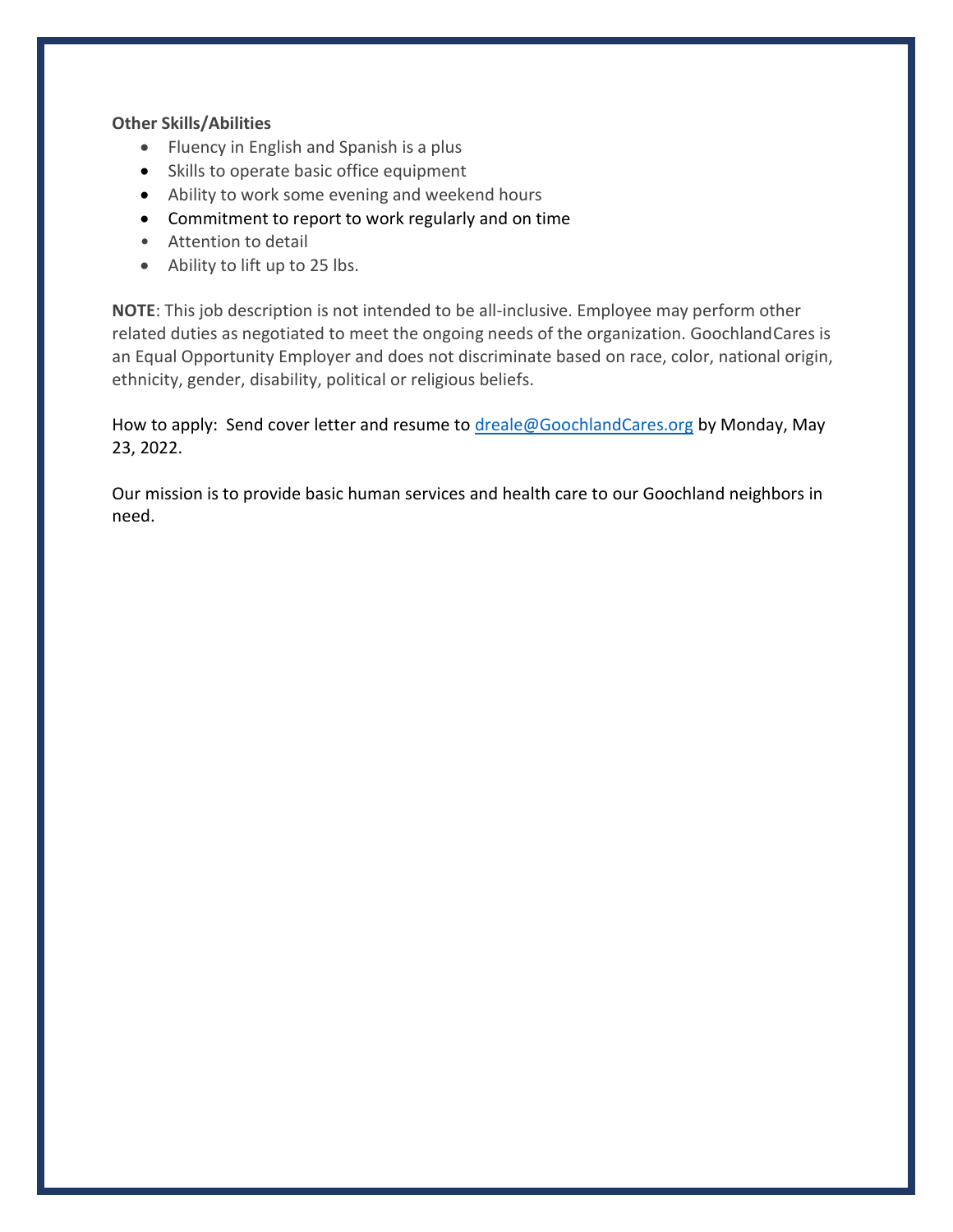**Other Skills/Abilities**

- Fluency in English and Spanish is a plus
- Skills to operate basic office equipment
- Ability to work some evening and weekend hours
- Commitment to report to work regularly and on time
- Attention to detail
- Ability to lift up to 25 lbs.

**NOTE**: This job description is not intended to be all-inclusive. Employee may perform other related duties as negotiated to meet the ongoing needs of the organization. GoochlandCares is an Equal Opportunity Employer and does not discriminate based on race, color, national origin, ethnicity, gender, disability, political or religious beliefs.

How to apply: Send cover letter and resume to dreale@GoochlandCares.org by Monday, May 23, 2022.

Our mission is to provide basic human services and health care to our Goochland neighbors in need.